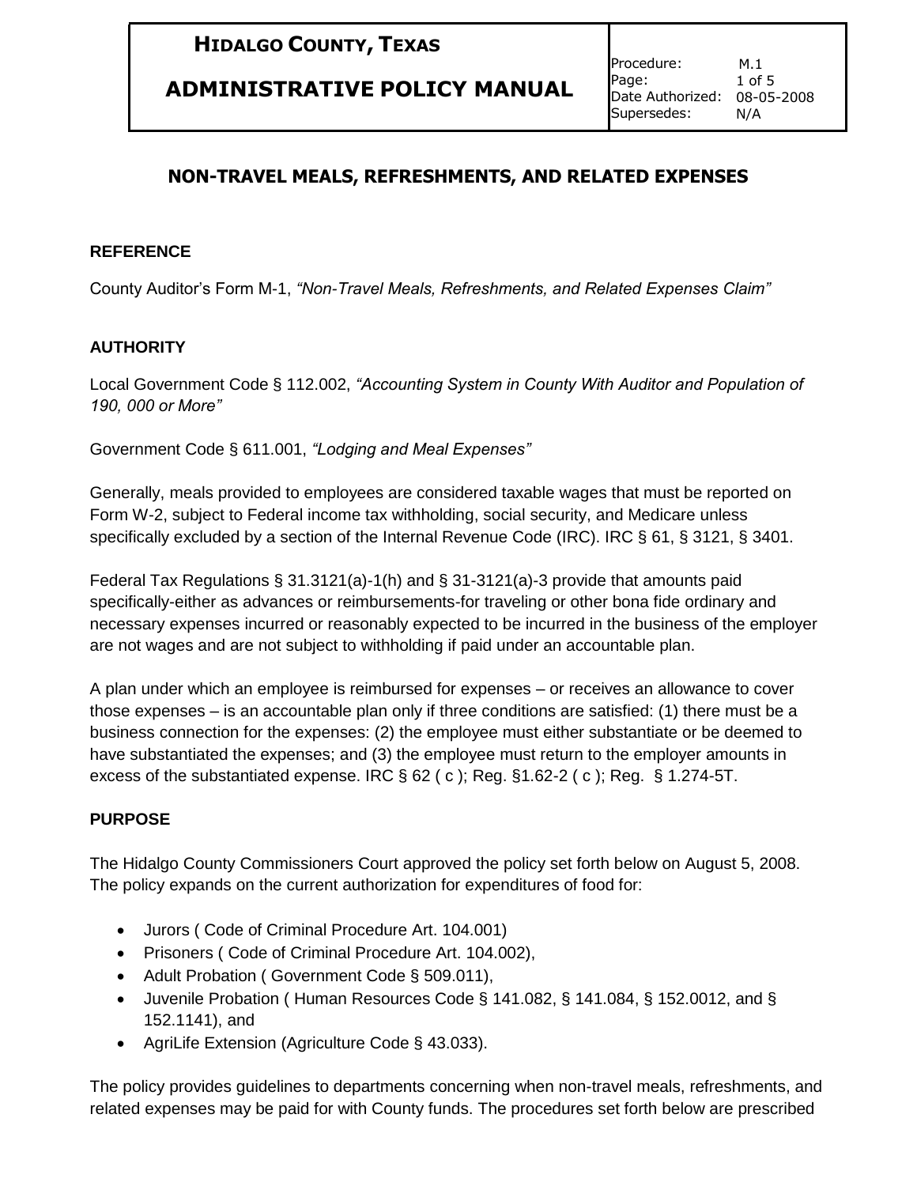# HIDALGO COUNTY, TEXAS

# ADMINISTRATIVE POLICY MANUAL

| | |
|---|---|
| Procedure: | M.1 |
| Page: | 1 of 5 |
| Date Authorized: | 08-05-2008 |
| Supersedes: | N/A |

## NON-TRAVEL MEALS, REFRESHMENTS, AND RELATED EXPENSES

### REFERENCE

County Auditor's Form M-1, *"Non-Travel Meals, Refreshments, and Related Expenses Claim"*

### AUTHORITY

Local Government Code § 112.002, *"Accounting System in County With Auditor and Population of 190, 000 or More"*

Government Code § 611.001, *"Lodging and Meal Expenses"*

Generally, meals provided to employees are considered taxable wages that must be reported on Form W-2, subject to Federal income tax withholding, social security, and Medicare unless specifically excluded by a section of the Internal Revenue Code (IRC). IRC § 61, § 3121, § 3401.

Federal Tax Regulations § 31.3121(a)-1(h) and § 31-3121(a)-3 provide that amounts paid specifically-either as advances or reimbursements-for traveling or other bona fide ordinary and necessary expenses incurred or reasonably expected to be incurred in the business of the employer are not wages and are not subject to withholding if paid under an accountable plan.

A plan under which an employee is reimbursed for expenses – or receives an allowance to cover those expenses – is an accountable plan only if three conditions are satisfied: (1) there must be a business connection for the expenses: (2) the employee must either substantiate or be deemed to have substantiated the expenses; and (3) the employee must return to the employer amounts in excess of the substantiated expense. IRC § 62 ( c ); Reg. §1.62-2 ( c ); Reg. § 1.274-5T.

### PURPOSE

The Hidalgo County Commissioners Court approved the policy set forth below on August 5, 2008. The policy expands on the current authorization for expenditures of food for:

- Jurors ( Code of Criminal Procedure Art. 104.001)
- Prisoners ( Code of Criminal Procedure Art. 104.002),
- Adult Probation ( Government Code § 509.011),
- Juvenile Probation ( Human Resources Code § 141.082, § 141.084, § 152.0012, and § 152.1141), and
- AgriLife Extension (Agriculture Code § 43.033).

The policy provides guidelines to departments concerning when non-travel meals, refreshments, and related expenses may be paid for with County funds. The procedures set forth below are prescribed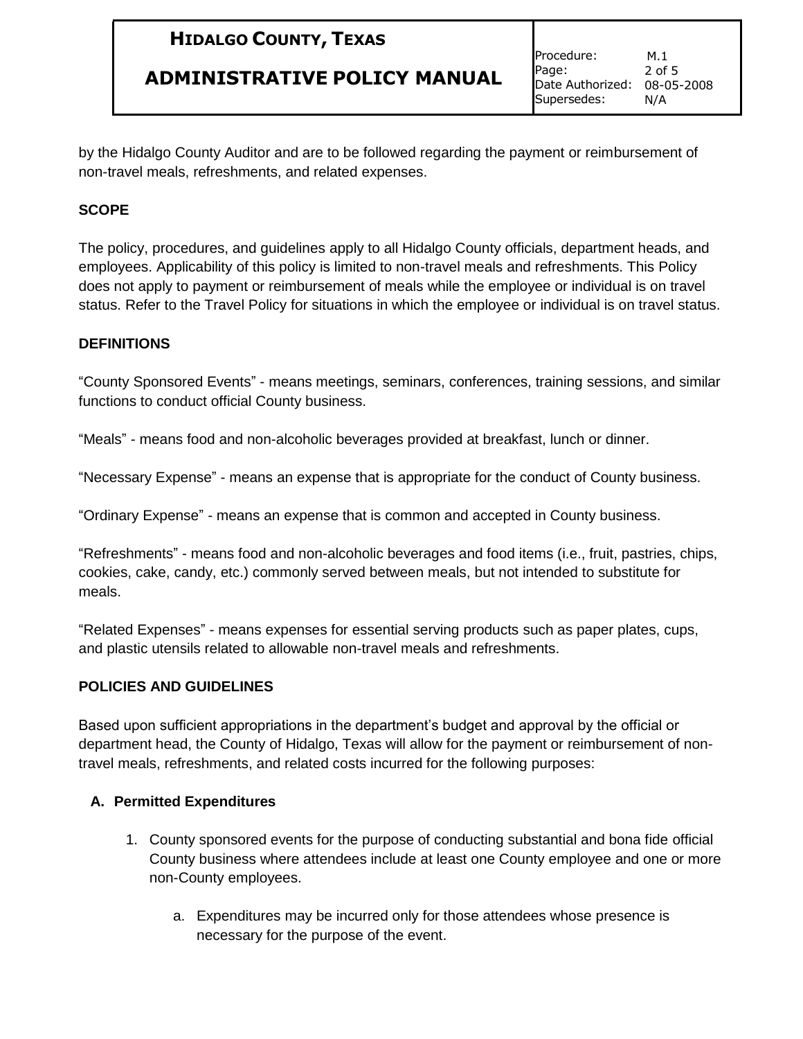by the Hidalgo County Auditor and are to be followed regarding the payment or reimbursement of non-travel meals, refreshments, and related expenses.

## SCOPE

The policy, procedures, and guidelines apply to all Hidalgo County officials, department heads, and employees. Applicability of this policy is limited to non-travel meals and refreshments. This Policy does not apply to payment or reimbursement of meals while the employee or individual is on travel status. Refer to the Travel Policy for situations in which the employee or individual is on travel status.

## DEFINITIONS

"County Sponsored Events" - means meetings, seminars, conferences, training sessions, and similar functions to conduct official County business.

"Meals" - means food and non-alcoholic beverages provided at breakfast, lunch or dinner.

"Necessary Expense" - means an expense that is appropriate for the conduct of County business.

"Ordinary Expense" - means an expense that is common and accepted in County business.

"Refreshments" - means food and non-alcoholic beverages and food items (i.e., fruit, pastries, chips, cookies, cake, candy, etc.) commonly served between meals, but not intended to substitute for meals.

"Related Expenses" - means expenses for essential serving products such as paper plates, cups, and plastic utensils related to allowable non-travel meals and refreshments.

## POLICIES AND GUIDELINES

Based upon sufficient appropriations in the department's budget and approval by the official or department head, the County of Hidalgo, Texas will allow for the payment or reimbursement of non-travel meals, refreshments, and related costs incurred for the following purposes:

### A. Permitted Expenditures

1. County sponsored events for the purpose of conducting substantial and bona fide official County business where attendees include at least one County employee and one or more non-County employees.

   a. Expenditures may be incurred only for those attendees whose presence is necessary for the purpose of the event.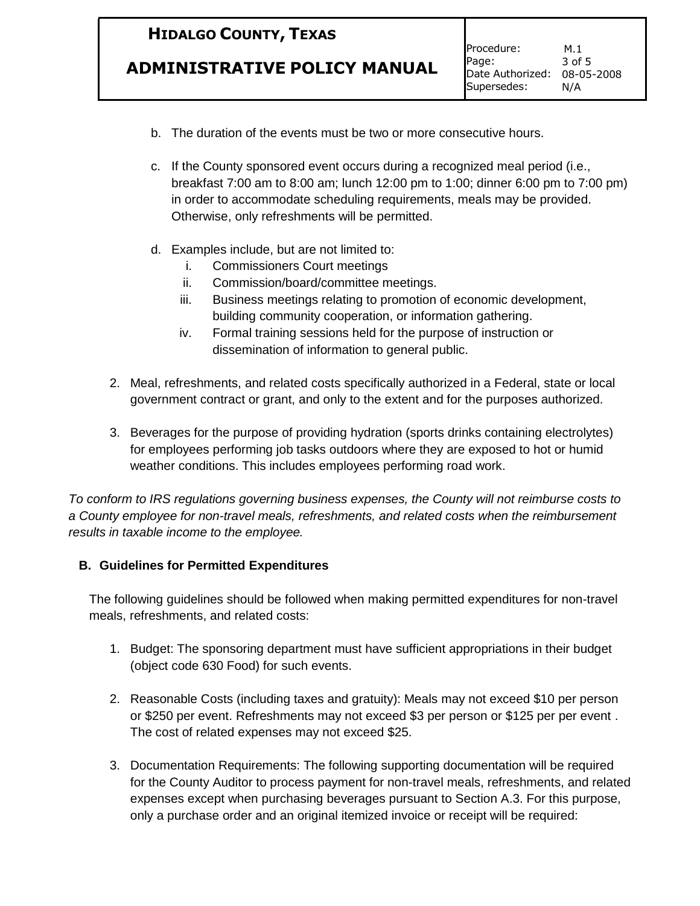b. The duration of the events must be two or more consecutive hours.

c. If the County sponsored event occurs during a recognized meal period (i.e., breakfast 7:00 am to 8:00 am; lunch 12:00 pm to 1:00; dinner 6:00 pm to 7:00 pm) in order to accommodate scheduling requirements, meals may be provided. Otherwise, only refreshments will be permitted.

d. Examples include, but are not limited to:
   i. Commissioners Court meetings
   ii. Commission/board/committee meetings.
   iii. Business meetings relating to promotion of economic development, building community cooperation, or information gathering.
   iv. Formal training sessions held for the purpose of instruction or dissemination of information to general public.

2. Meal, refreshments, and related costs specifically authorized in a Federal, state or local government contract or grant, and only to the extent and for the purposes authorized.

3. Beverages for the purpose of providing hydration (sports drinks containing electrolytes) for employees performing job tasks outdoors where they are exposed to hot or humid weather conditions. This includes employees performing road work.

*To conform to IRS regulations governing business expenses, the County will not reimburse costs to a County employee for non-travel meals, refreshments, and related costs when the reimbursement results in taxable income to the employee.*

**B. Guidelines for Permitted Expenditures**

The following guidelines should be followed when making permitted expenditures for non-travel meals, refreshments, and related costs:

1. Budget: The sponsoring department must have sufficient appropriations in their budget (object code 630 Food) for such events.

2. Reasonable Costs (including taxes and gratuity): Meals may not exceed $10 per person or $250 per event. Refreshments may not exceed $3 per person or $125 per per event . The cost of related expenses may not exceed $25.

3. Documentation Requirements: The following supporting documentation will be required for the County Auditor to process payment for non-travel meals, refreshments, and related expenses except when purchasing beverages pursuant to Section A.3. For this purpose, only a purchase order and an original itemized invoice or receipt will be required: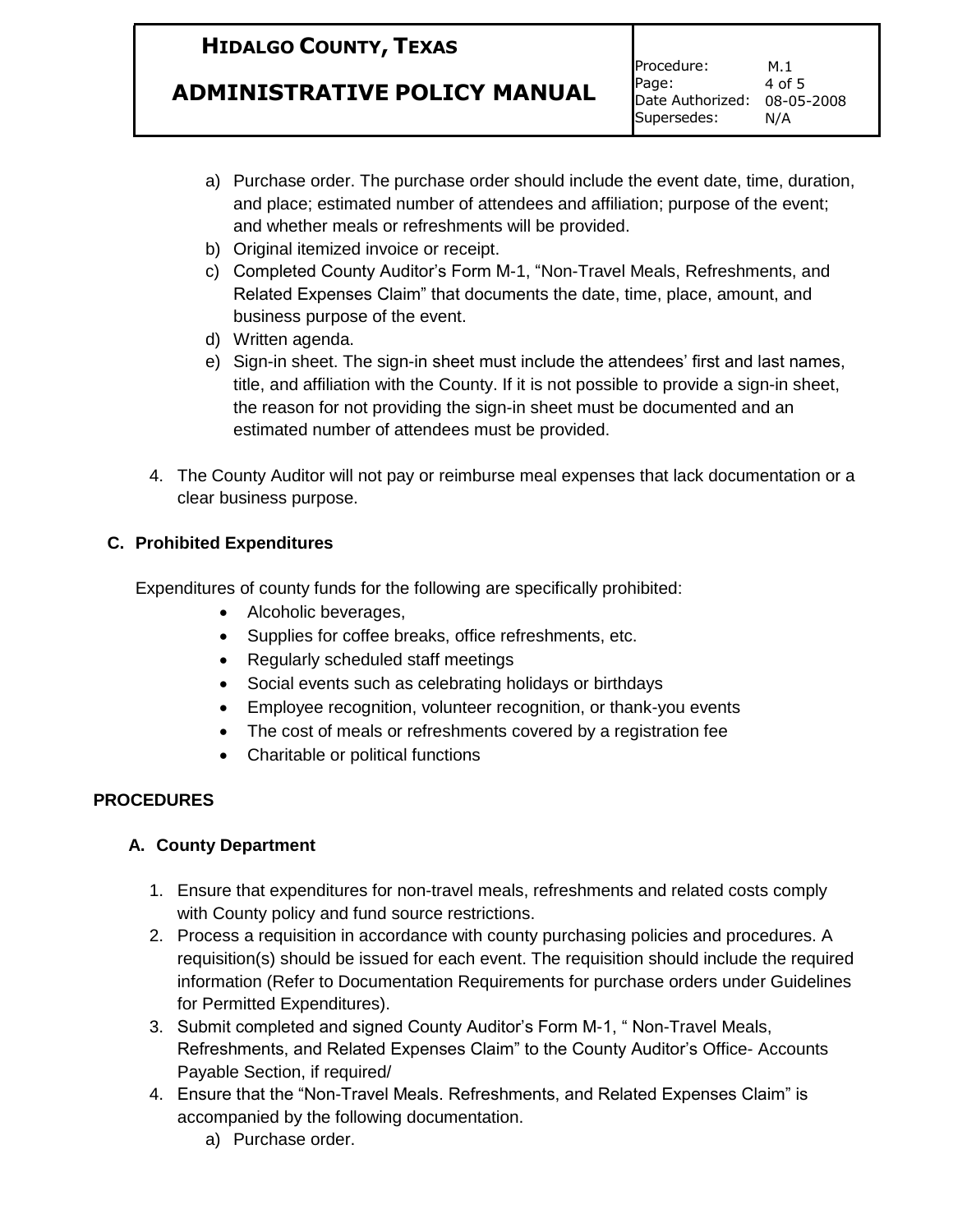a) Purchase order. The purchase order should include the event date, time, duration, and place; estimated number of attendees and affiliation; purpose of the event; and whether meals or refreshments will be provided.
b) Original itemized invoice or receipt.
c) Completed County Auditor's Form M-1, "Non-Travel Meals, Refreshments, and Related Expenses Claim" that documents the date, time, place, amount, and business purpose of the event.
d) Written agenda.
e) Sign-in sheet. The sign-in sheet must include the attendees' first and last names, title, and affiliation with the County. If it is not possible to provide a sign-in sheet, the reason for not providing the sign-in sheet must be documented and an estimated number of attendees must be provided.

4. The County Auditor will not pay or reimburse meal expenses that lack documentation or a clear business purpose.

### C. Prohibited Expenditures

Expenditures of county funds for the following are specifically prohibited:

- Alcoholic beverages,
- Supplies for coffee breaks, office refreshments, etc.
- Regularly scheduled staff meetings
- Social events such as celebrating holidays or birthdays
- Employee recognition, volunteer recognition, or thank-you events
- The cost of meals or refreshments covered by a registration fee
- Charitable or political functions

## PROCEDURES

### A. County Department

1. Ensure that expenditures for non-travel meals, refreshments and related costs comply with County policy and fund source restrictions.
2. Process a requisition in accordance with county purchasing policies and procedures. A requisition(s) should be issued for each event. The requisition should include the required information (Refer to Documentation Requirements for purchase orders under Guidelines for Permitted Expenditures).
3. Submit completed and signed County Auditor's Form M-1, " Non-Travel Meals, Refreshments, and Related Expenses Claim" to the County Auditor's Office- Accounts Payable Section, if required/
4. Ensure that the "Non-Travel Meals. Refreshments, and Related Expenses Claim" is accompanied by the following documentation.
   a) Purchase order.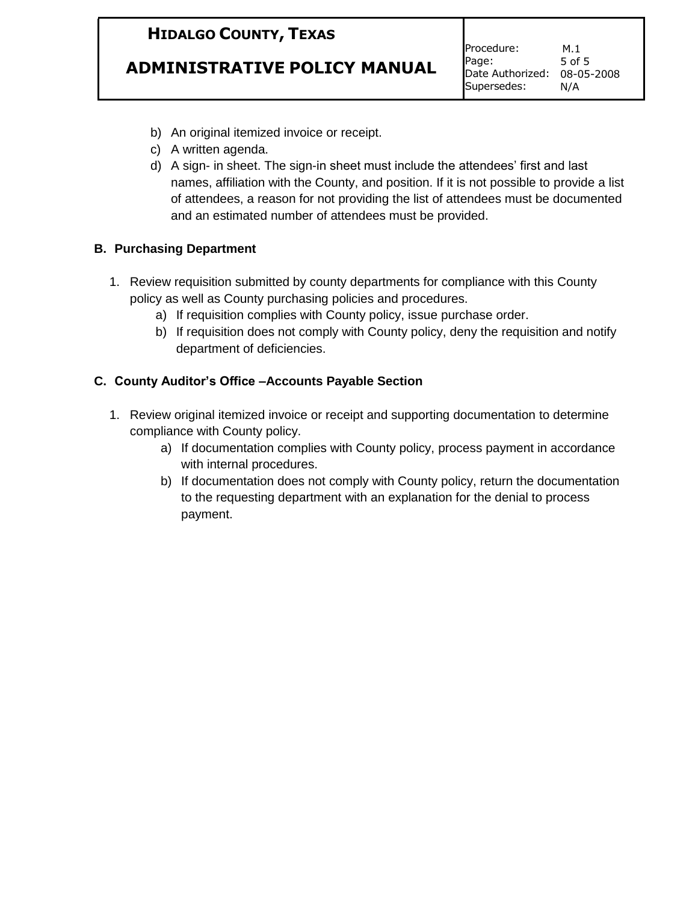b) An original itemized invoice or receipt.
c) A written agenda.
d) A sign- in sheet. The sign-in sheet must include the attendees' first and last names, affiliation with the County, and position. If it is not possible to provide a list of attendees, a reason for not providing the list of attendees must be documented and an estimated number of attendees must be provided.

**B. Purchasing Department**

1. Review requisition submitted by county departments for compliance with this County policy as well as County purchasing policies and procedures.
   a) If requisition complies with County policy, issue purchase order.
   b) If requisition does not comply with County policy, deny the requisition and notify department of deficiencies.

**C. County Auditor's Office –Accounts Payable Section**

1. Review original itemized invoice or receipt and supporting documentation to determine compliance with County policy.
   a) If documentation complies with County policy, process payment in accordance with internal procedures.
   b) If documentation does not comply with County policy, return the documentation to the requesting department with an explanation for the denial to process payment.